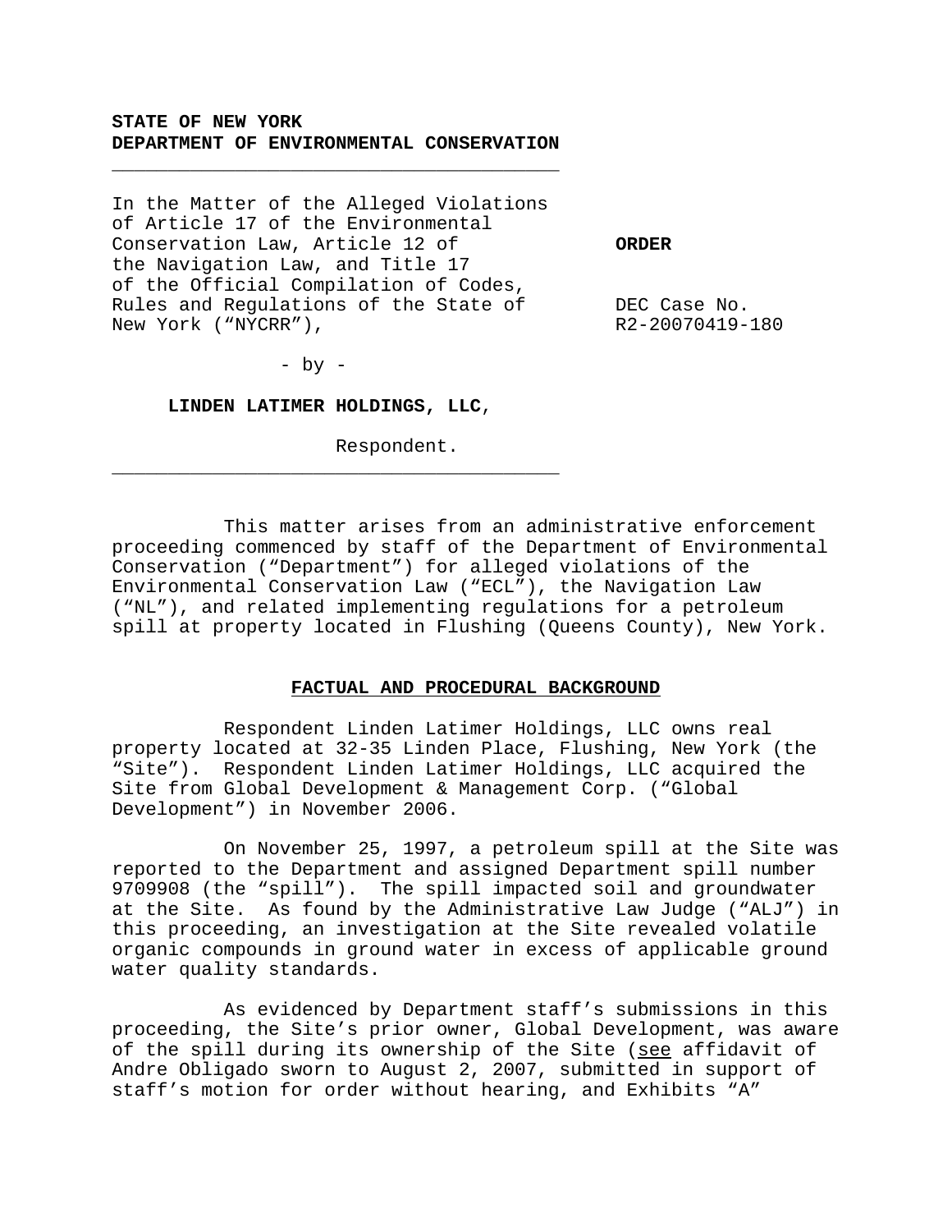**STATE OF NEW YORK**
**DEPARTMENT OF ENVIRONMENTAL CONSERVATION**

---

In the Matter of the Alleged Violations of Article 17 of the Environmental Conservation Law, Article 12 of the Navigation Law, and Title 17 of the Official Compilation of Codes, Rules and Regulations of the State of New York ("NYCRR"),

- by -

**LINDEN LATIMER HOLDINGS, LLC**,

Respondent.

---

**ORDER**

DEC Case No. R2-20070419-180

This matter arises from an administrative enforcement proceeding commenced by staff of the Department of Environmental Conservation ("Department") for alleged violations of the Environmental Conservation Law ("ECL"), the Navigation Law ("NL"), and related implementing regulations for a petroleum spill at property located in Flushing (Queens County), New York.

## FACTUAL AND PROCEDURAL BACKGROUND

Respondent Linden Latimer Holdings, LLC owns real property located at 32-35 Linden Place, Flushing, New York (the "Site"). Respondent Linden Latimer Holdings, LLC acquired the Site from Global Development & Management Corp. ("Global Development") in November 2006.

On November 25, 1997, a petroleum spill at the Site was reported to the Department and assigned Department spill number 9709908 (the "spill"). The spill impacted soil and groundwater at the Site. As found by the Administrative Law Judge ("ALJ") in this proceeding, an investigation at the Site revealed volatile organic compounds in ground water in excess of applicable ground water quality standards.

As evidenced by Department staff's submissions in this proceeding, the Site's prior owner, Global Development, was aware of the spill during its ownership of the Site (see affidavit of Andre Obligado sworn to August 2, 2007, submitted in support of staff's motion for order without hearing, and Exhibits "A"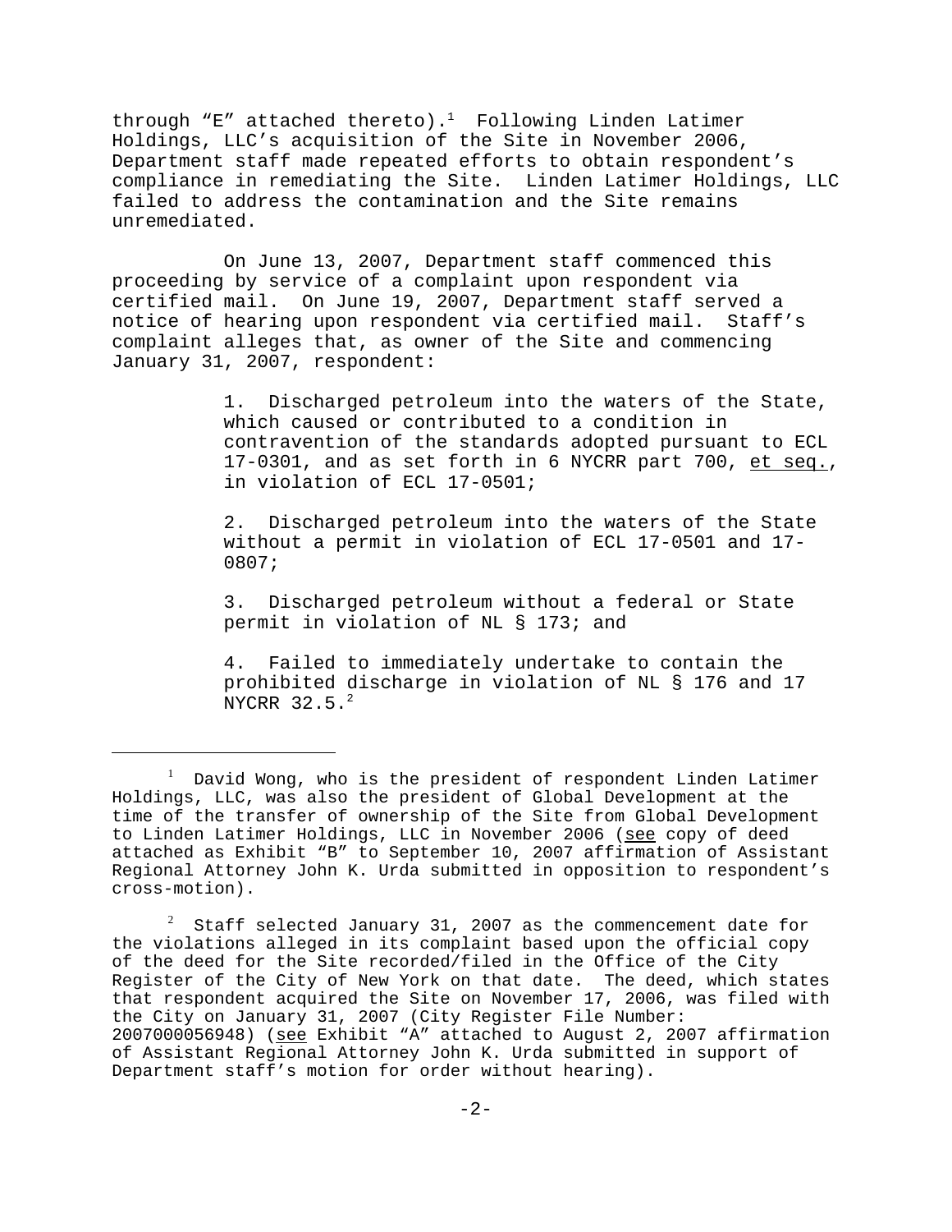through "E" attached thereto).[1] Following Linden Latimer Holdings, LLC's acquisition of the Site in November 2006, Department staff made repeated efforts to obtain respondent's compliance in remediating the Site. Linden Latimer Holdings, LLC failed to address the contamination and the Site remains unremediated.

On June 13, 2007, Department staff commenced this proceeding by service of a complaint upon respondent via certified mail. On June 19, 2007, Department staff served a notice of hearing upon respondent via certified mail. Staff's complaint alleges that, as owner of the Site and commencing January 31, 2007, respondent:

> 1. Discharged petroleum into the waters of the State, which caused or contributed to a condition in contravention of the standards adopted pursuant to ECL 17-0301, and as set forth in 6 NYCRR part 700, <u>et seq.</u>, in violation of ECL 17-0501;
>
> 2. Discharged petroleum into the waters of the State without a permit in violation of ECL 17-0501 and 17-0807;
>
> 3. Discharged petroleum without a federal or State permit in violation of NL § 173; and
>
> 4. Failed to immediately undertake to contain the prohibited discharge in violation of NL § 176 and 17 NYCRR 32.5.[2]

---

[1] David Wong, who is the president of respondent Linden Latimer Holdings, LLC, was also the president of Global Development at the time of the transfer of ownership of the Site from Global Development to Linden Latimer Holdings, LLC in November 2006 (<u>see</u> copy of deed attached as Exhibit "B" to September 10, 2007 affirmation of Assistant Regional Attorney John K. Urda submitted in opposition to respondent's cross-motion).

[2] Staff selected January 31, 2007 as the commencement date for the violations alleged in its complaint based upon the official copy of the deed for the Site recorded/filed in the Office of the City Register of the City of New York on that date. The deed, which states that respondent acquired the Site on November 17, 2006, was filed with the City on January 31, 2007 (City Register File Number: 2007000056948) (<u>see</u> Exhibit "A" attached to August 2, 2007 affirmation of Assistant Regional Attorney John K. Urda submitted in support of Department staff's motion for order without hearing).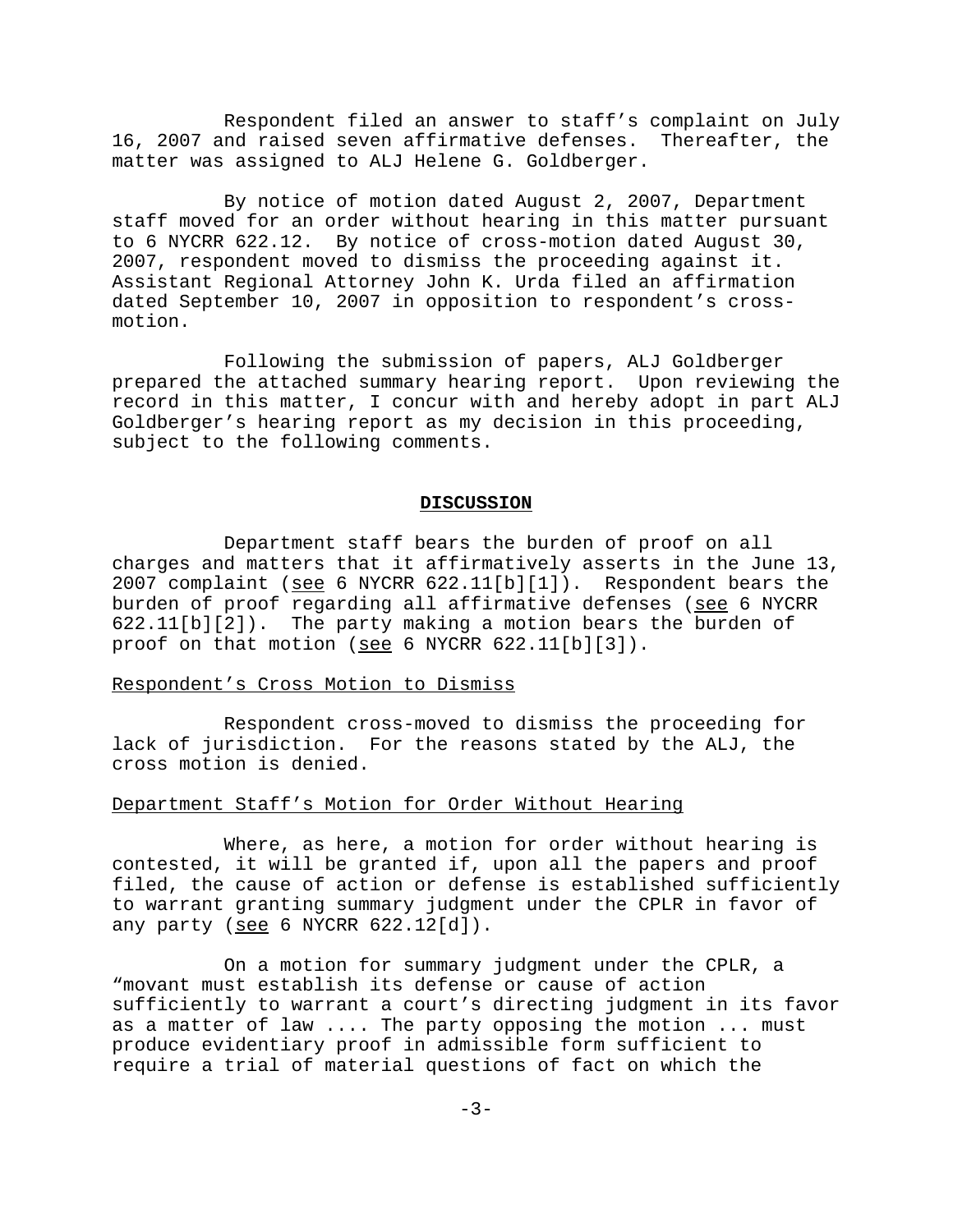Respondent filed an answer to staff's complaint on July 16, 2007 and raised seven affirmative defenses. Thereafter, the matter was assigned to ALJ Helene G. Goldberger.

By notice of motion dated August 2, 2007, Department staff moved for an order without hearing in this matter pursuant to 6 NYCRR 622.12. By notice of cross-motion dated August 30, 2007, respondent moved to dismiss the proceeding against it. Assistant Regional Attorney John K. Urda filed an affirmation dated September 10, 2007 in opposition to respondent's cross-motion.

Following the submission of papers, ALJ Goldberger prepared the attached summary hearing report. Upon reviewing the record in this matter, I concur with and hereby adopt in part ALJ Goldberger's hearing report as my decision in this proceeding, subject to the following comments.

## **DISCUSSION**

Department staff bears the burden of proof on all charges and matters that it affirmatively asserts in the June 13, 2007 complaint (see 6 NYCRR 622.11[b][1]). Respondent bears the burden of proof regarding all affirmative defenses (see 6 NYCRR 622.11[b][2]). The party making a motion bears the burden of proof on that motion (see 6 NYCRR 622.11[b][3]).

Respondent's Cross Motion to Dismiss

Respondent cross-moved to dismiss the proceeding for lack of jurisdiction. For the reasons stated by the ALJ, the cross motion is denied.

Department Staff's Motion for Order Without Hearing

Where, as here, a motion for order without hearing is contested, it will be granted if, upon all the papers and proof filed, the cause of action or defense is established sufficiently to warrant granting summary judgment under the CPLR in favor of any party (see 6 NYCRR 622.12[d]).

On a motion for summary judgment under the CPLR, a "movant must establish its defense or cause of action sufficiently to warrant a court's directing judgment in its favor as a matter of law .... The party opposing the motion ... must produce evidentiary proof in admissible form sufficient to require a trial of material questions of fact on which the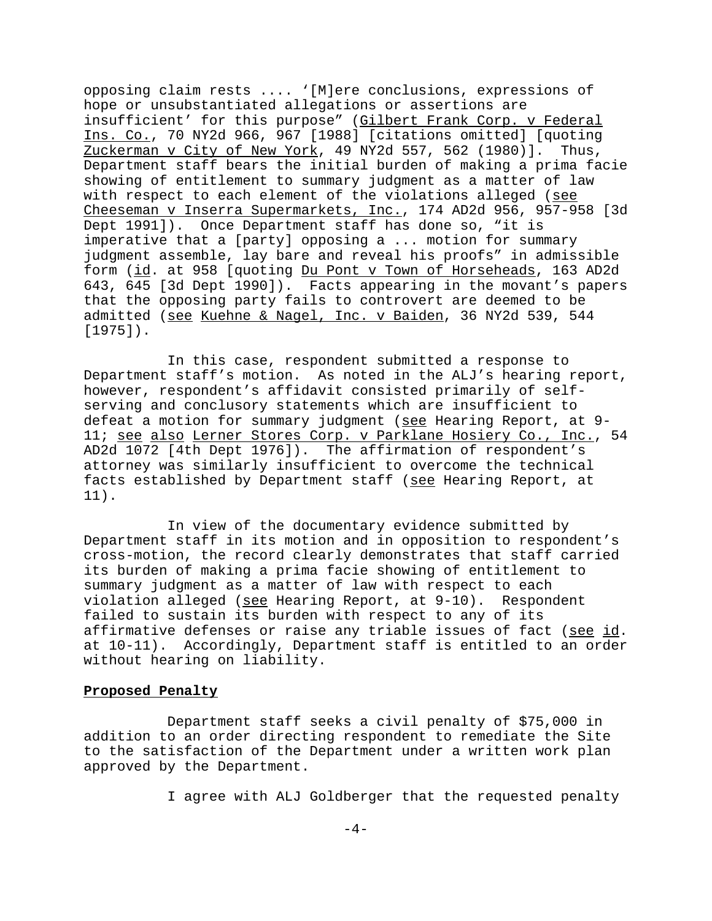opposing claim rests .... '[M]ere conclusions, expressions of hope or unsubstantiated allegations or assertions are insufficient' for this purpose" (Gilbert Frank Corp. v Federal Ins. Co., 70 NY2d 966, 967 [1988] [citations omitted] [quoting Zuckerman v City of New York, 49 NY2d 557, 562 (1980)]. Thus, Department staff bears the initial burden of making a prima facie showing of entitlement to summary judgment as a matter of law with respect to each element of the violations alleged (see Cheeseman v Inserra Supermarkets, Inc., 174 AD2d 956, 957-958 [3d Dept 1991]). Once Department staff has done so, "it is imperative that a [party] opposing a ... motion for summary judgment assemble, lay bare and reveal his proofs" in admissible form (id. at 958 [quoting Du Pont v Town of Horseheads, 163 AD2d 643, 645 [3d Dept 1990]). Facts appearing in the movant's papers that the opposing party fails to controvert are deemed to be admitted (see Kuehne & Nagel, Inc. v Baiden, 36 NY2d 539, 544 [1975]).

In this case, respondent submitted a response to Department staff's motion. As noted in the ALJ's hearing report, however, respondent's affidavit consisted primarily of self-serving and conclusory statements which are insufficient to defeat a motion for summary judgment (see Hearing Report, at 9-11; see also Lerner Stores Corp. v Parklane Hosiery Co., Inc., 54 AD2d 1072 [4th Dept 1976]). The affirmation of respondent's attorney was similarly insufficient to overcome the technical facts established by Department staff (see Hearing Report, at 11).

In view of the documentary evidence submitted by Department staff in its motion and in opposition to respondent's cross-motion, the record clearly demonstrates that staff carried its burden of making a prima facie showing of entitlement to summary judgment as a matter of law with respect to each violation alleged (see Hearing Report, at 9-10). Respondent failed to sustain its burden with respect to any of its affirmative defenses or raise any triable issues of fact (see id. at 10-11). Accordingly, Department staff is entitled to an order without hearing on liability.

**Proposed Penalty**

Department staff seeks a civil penalty of $75,000 in addition to an order directing respondent to remediate the Site to the satisfaction of the Department under a written work plan approved by the Department.

I agree with ALJ Goldberger that the requested penalty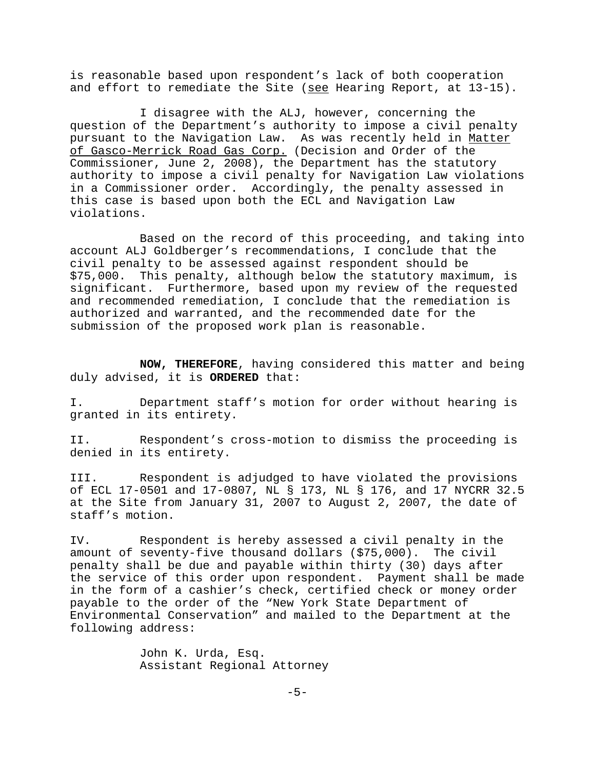is reasonable based upon respondent's lack of both cooperation and effort to remediate the Site (see Hearing Report, at 13-15).

I disagree with the ALJ, however, concerning the question of the Department's authority to impose a civil penalty pursuant to the Navigation Law. As was recently held in Matter of Gasco-Merrick Road Gas Corp. (Decision and Order of the Commissioner, June 2, 2008), the Department has the statutory authority to impose a civil penalty for Navigation Law violations in a Commissioner order. Accordingly, the penalty assessed in this case is based upon both the ECL and Navigation Law violations.

Based on the record of this proceeding, and taking into account ALJ Goldberger's recommendations, I conclude that the civil penalty to be assessed against respondent should be $75,000. This penalty, although below the statutory maximum, is significant. Furthermore, based upon my review of the requested and recommended remediation, I conclude that the remediation is authorized and warranted, and the recommended date for the submission of the proposed work plan is reasonable.

**NOW, THEREFORE**, having considered this matter and being duly advised, it is **ORDERED** that:

I. Department staff's motion for order without hearing is granted in its entirety.

II. Respondent's cross-motion to dismiss the proceeding is denied in its entirety.

III. Respondent is adjudged to have violated the provisions of ECL 17-0501 and 17-0807, NL § 173, NL § 176, and 17 NYCRR 32.5 at the Site from January 31, 2007 to August 2, 2007, the date of staff's motion.

IV. Respondent is hereby assessed a civil penalty in the amount of seventy-five thousand dollars ($75,000). The civil penalty shall be due and payable within thirty (30) days after the service of this order upon respondent. Payment shall be made in the form of a cashier's check, certified check or money order payable to the order of the "New York State Department of Environmental Conservation" and mailed to the Department at the following address:

John K. Urda, Esq.
Assistant Regional Attorney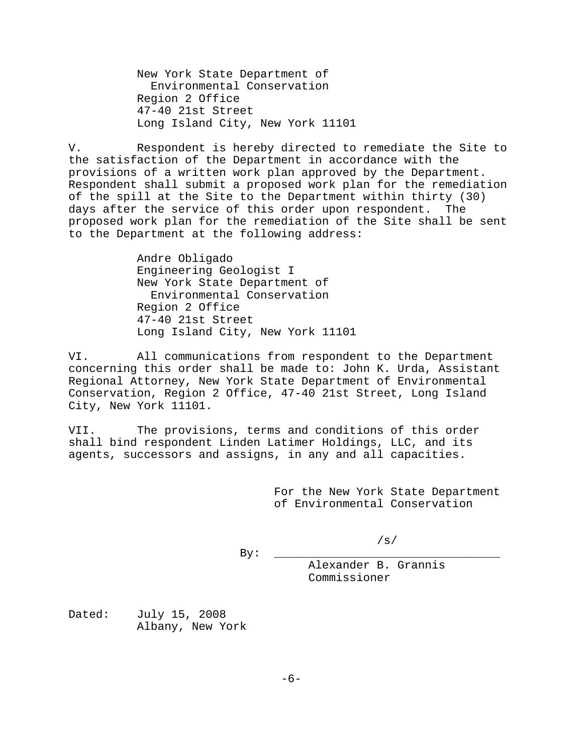New York State Department of
Environmental Conservation
Region 2 Office
47-40 21st Street
Long Island City, New York 11101

V. Respondent is hereby directed to remediate the Site to the satisfaction of the Department in accordance with the provisions of a written work plan approved by the Department. Respondent shall submit a proposed work plan for the remediation of the spill at the Site to the Department within thirty (30) days after the service of this order upon respondent. The proposed work plan for the remediation of the Site shall be sent to the Department at the following address:

Andre Obligado
Engineering Geologist I
New York State Department of
Environmental Conservation
Region 2 Office
47-40 21st Street
Long Island City, New York 11101

VI. All communications from respondent to the Department concerning this order shall be made to: John K. Urda, Assistant Regional Attorney, New York State Department of Environmental Conservation, Region 2 Office, 47-40 21st Street, Long Island City, New York 11101.

VII. The provisions, terms and conditions of this order shall bind respondent Linden Latimer Holdings, LLC, and its agents, successors and assigns, in any and all capacities.

For the New York State Department of Environmental Conservation

By: /s/
Alexander B. Grannis
Commissioner

Dated: July 15, 2008
Albany, New York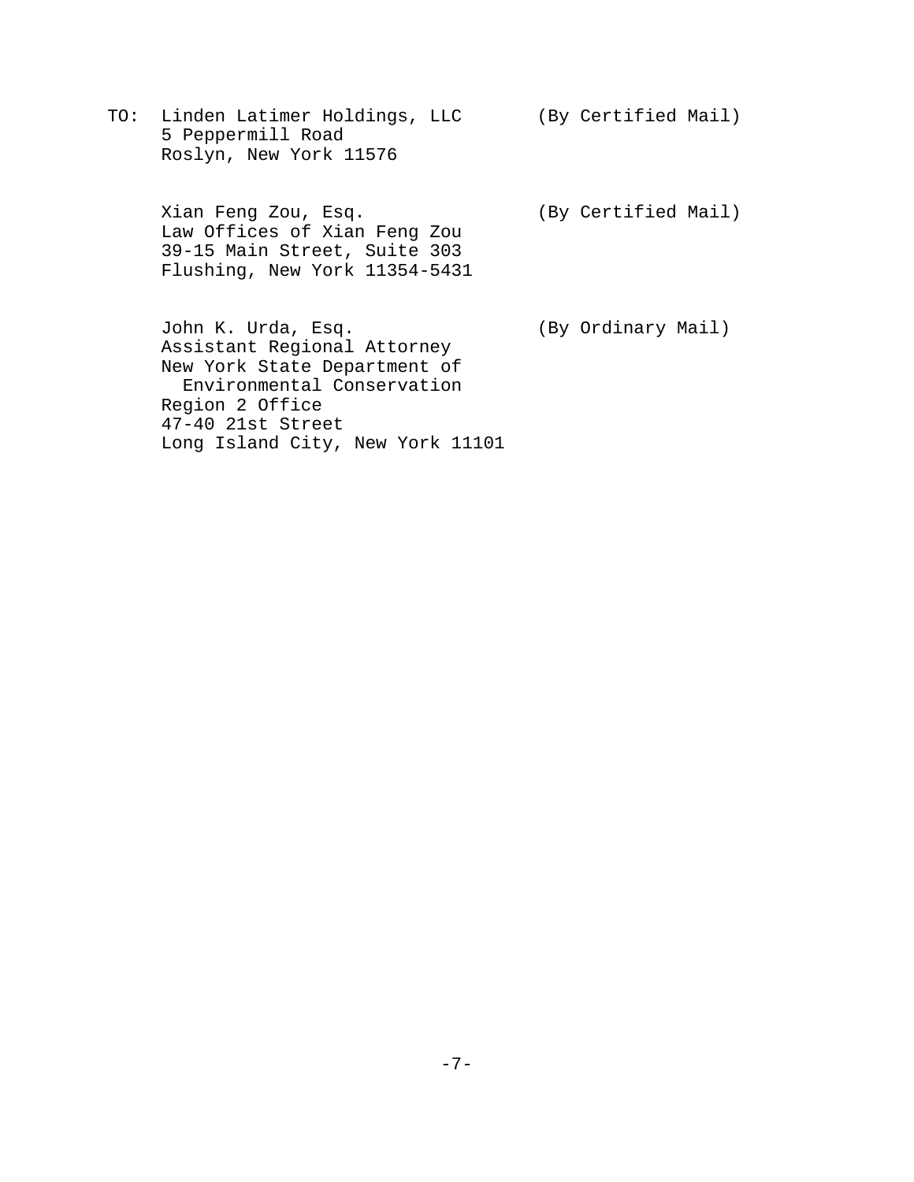TO: Linden Latimer Holdings, LLC (By Certified Mail)
5 Peppermill Road
Roslyn, New York 11576

Xian Feng Zou, Esq. (By Certified Mail)
Law Offices of Xian Feng Zou
39-15 Main Street, Suite 303
Flushing, New York 11354-5431

John K. Urda, Esq. (By Ordinary Mail)
Assistant Regional Attorney
New York State Department of Environmental Conservation
Region 2 Office
47-40 21st Street
Long Island City, New York 11101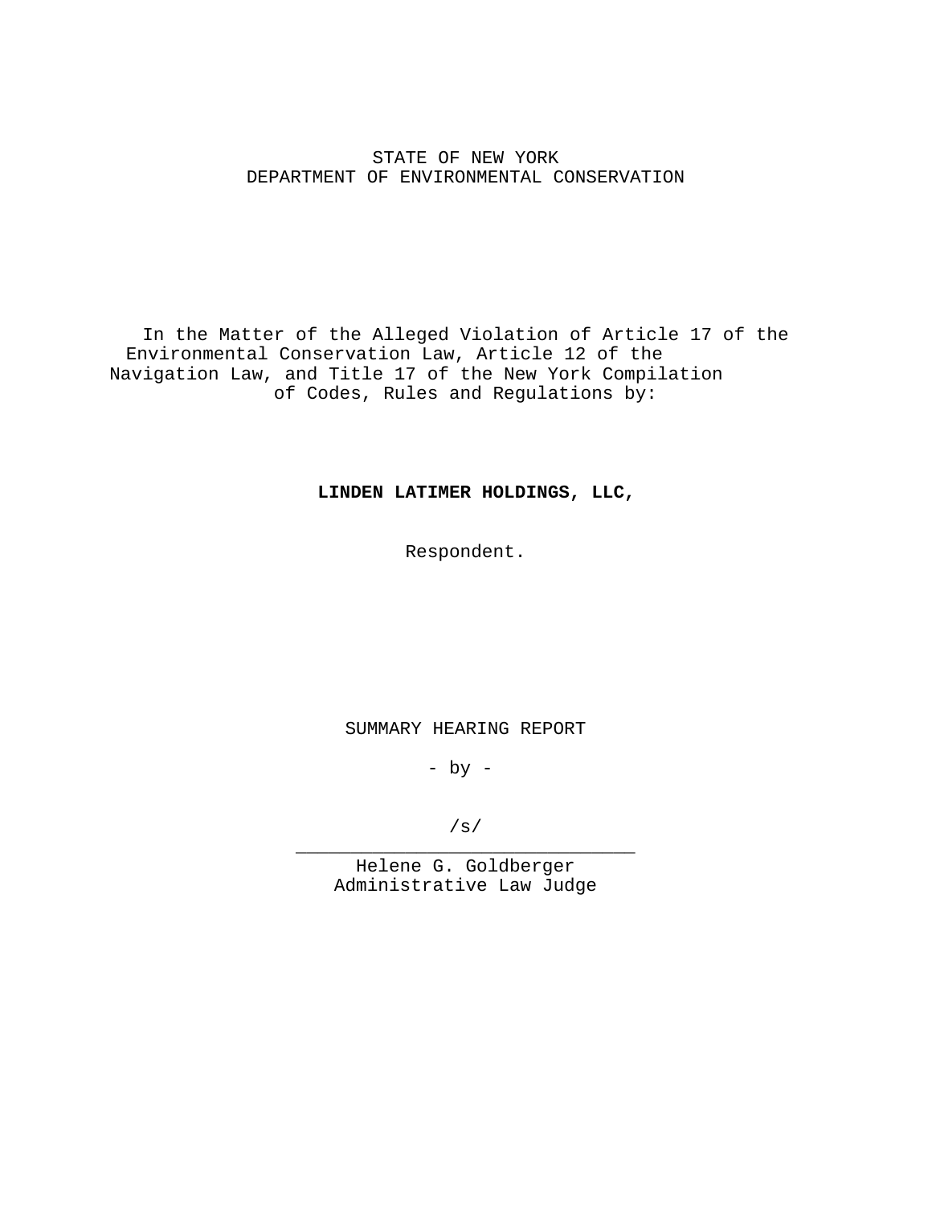STATE OF NEW YORK
DEPARTMENT OF ENVIRONMENTAL CONSERVATION

In the Matter of the Alleged Violation of Article 17 of the Environmental Conservation Law, Article 12 of the Navigation Law, and Title 17 of the New York Compilation of Codes, Rules and Regulations by:

**LINDEN LATIMER HOLDINGS, LLC,**

Respondent.

SUMMARY HEARING REPORT

\- by -

/s/
_______________________________
Helene G. Goldberger
Administrative Law Judge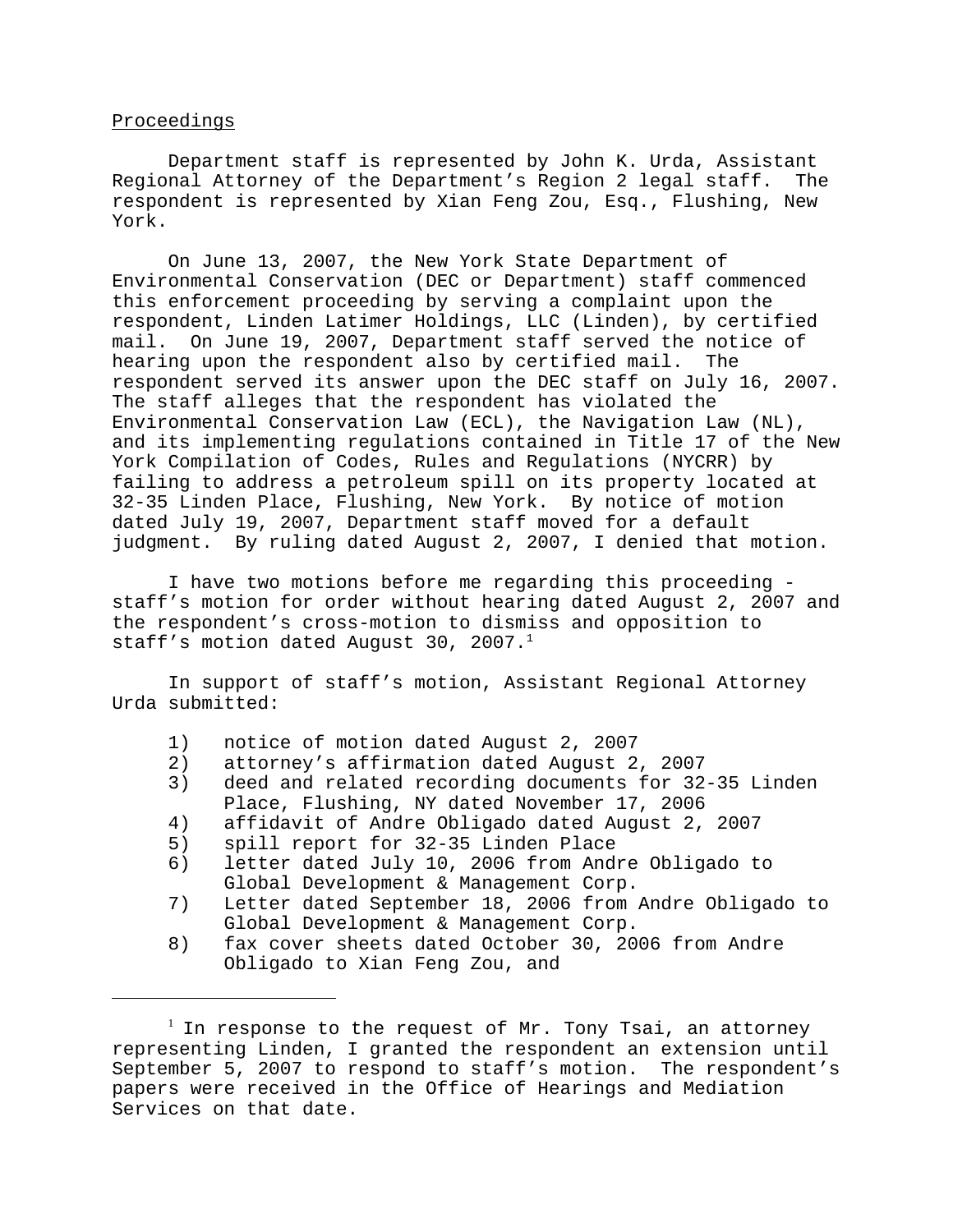Proceedings

Department staff is represented by John K. Urda, Assistant Regional Attorney of the Department's Region 2 legal staff. The respondent is represented by Xian Feng Zou, Esq., Flushing, New York.

On June 13, 2007, the New York State Department of Environmental Conservation (DEC or Department) staff commenced this enforcement proceeding by serving a complaint upon the respondent, Linden Latimer Holdings, LLC (Linden), by certified mail. On June 19, 2007, Department staff served the notice of hearing upon the respondent also by certified mail. The respondent served its answer upon the DEC staff on July 16, 2007. The staff alleges that the respondent has violated the Environmental Conservation Law (ECL), the Navigation Law (NL), and its implementing regulations contained in Title 17 of the New York Compilation of Codes, Rules and Regulations (NYCRR) by failing to address a petroleum spill on its property located at 32-35 Linden Place, Flushing, New York. By notice of motion dated July 19, 2007, Department staff moved for a default judgment. By ruling dated August 2, 2007, I denied that motion.

I have two motions before me regarding this proceeding - staff's motion for order without hearing dated August 2, 2007 and the respondent's cross-motion to dismiss and opposition to staff's motion dated August 30, 2007.[1]

In support of staff's motion, Assistant Regional Attorney Urda submitted:

1) notice of motion dated August 2, 2007
2) attorney's affirmation dated August 2, 2007
3) deed and related recording documents for 32-35 Linden Place, Flushing, NY dated November 17, 2006
4) affidavit of Andre Obligado dated August 2, 2007
5) spill report for 32-35 Linden Place
6) letter dated July 10, 2006 from Andre Obligado to Global Development & Management Corp.
7) Letter dated September 18, 2006 from Andre Obligado to Global Development & Management Corp.
8) fax cover sheets dated October 30, 2006 from Andre Obligado to Xian Feng Zou, and

---

[1] In response to the request of Mr. Tony Tsai, an attorney representing Linden, I granted the respondent an extension until September 5, 2007 to respond to staff's motion. The respondent's papers were received in the Office of Hearings and Mediation Services on that date.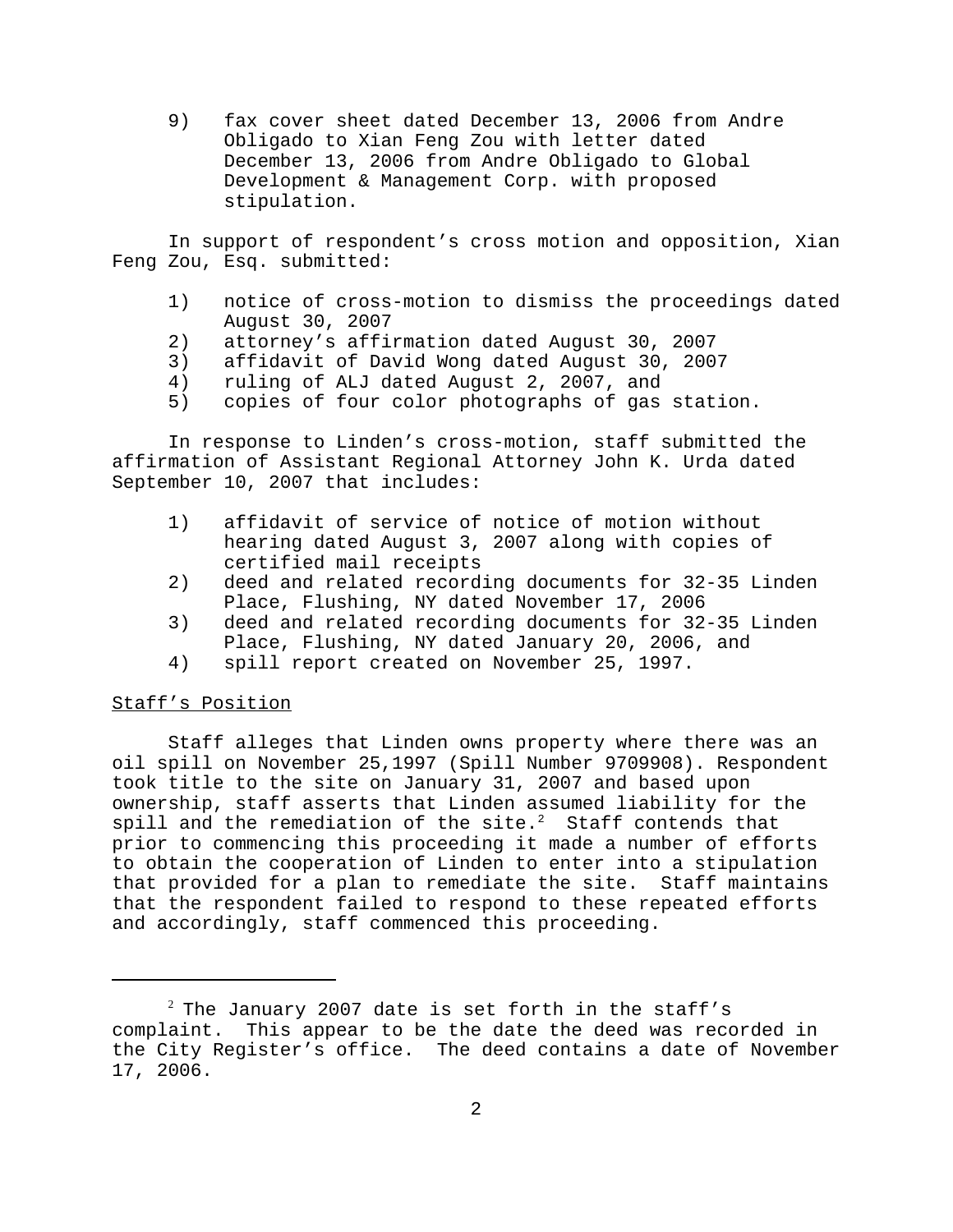9) fax cover sheet dated December 13, 2006 from Andre Obligado to Xian Feng Zou with letter dated December 13, 2006 from Andre Obligado to Global Development & Management Corp. with proposed stipulation.

In support of respondent's cross motion and opposition, Xian Feng Zou, Esq. submitted:

1) notice of cross-motion to dismiss the proceedings dated August 30, 2007
2) attorney's affirmation dated August 30, 2007
3) affidavit of David Wong dated August 30, 2007
4) ruling of ALJ dated August 2, 2007, and
5) copies of four color photographs of gas station.

In response to Linden's cross-motion, staff submitted the affirmation of Assistant Regional Attorney John K. Urda dated September 10, 2007 that includes:

1) affidavit of service of notice of motion without hearing dated August 3, 2007 along with copies of certified mail receipts
2) deed and related recording documents for 32-35 Linden Place, Flushing, NY dated November 17, 2006
3) deed and related recording documents for 32-35 Linden Place, Flushing, NY dated January 20, 2006, and
4) spill report created on November 25, 1997.

<u>Staff's Position</u>

Staff alleges that Linden owns property where there was an oil spill on November 25,1997 (Spill Number 9709908). Respondent took title to the site on January 31, 2007 and based upon ownership, staff asserts that Linden assumed liability for the spill and the remediation of the site.[2] Staff contends that prior to commencing this proceeding it made a number of efforts to obtain the cooperation of Linden to enter into a stipulation that provided for a plan to remediate the site. Staff maintains that the respondent failed to respond to these repeated efforts and accordingly, staff commenced this proceeding.

---

[2] The January 2007 date is set forth in the staff's complaint. This appear to be the date the deed was recorded in the City Register's office. The deed contains a date of November 17, 2006.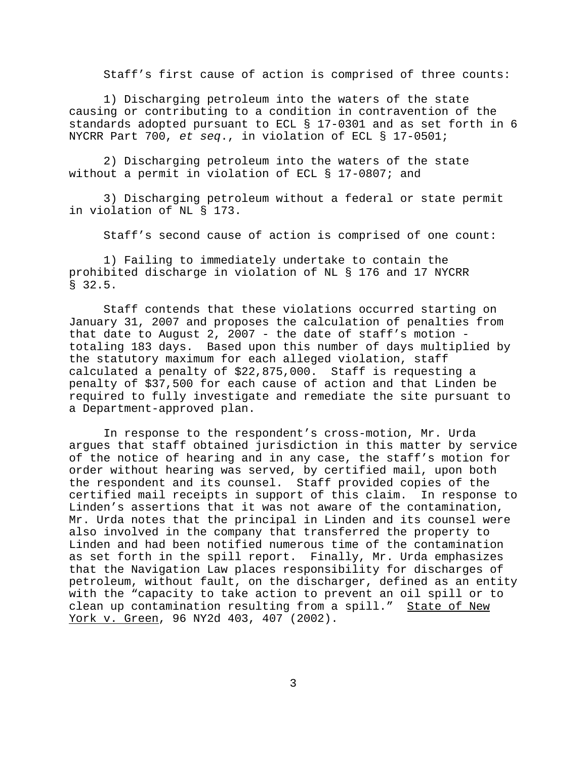Staff's first cause of action is comprised of three counts:

1) Discharging petroleum into the waters of the state causing or contributing to a condition in contravention of the standards adopted pursuant to ECL § 17-0301 and as set forth in 6 NYCRR Part 700, *et seq*., in violation of ECL § 17-0501;

2) Discharging petroleum into the waters of the state without a permit in violation of ECL § 17-0807; and

3) Discharging petroleum without a federal or state permit in violation of NL § 173.

Staff's second cause of action is comprised of one count:

1) Failing to immediately undertake to contain the prohibited discharge in violation of NL § 176 and 17 NYCRR § 32.5.

Staff contends that these violations occurred starting on January 31, 2007 and proposes the calculation of penalties from that date to August 2, 2007 - the date of staff's motion - totaling 183 days. Based upon this number of days multiplied by the statutory maximum for each alleged violation, staff calculated a penalty of $22,875,000. Staff is requesting a penalty of $37,500 for each cause of action and that Linden be required to fully investigate and remediate the site pursuant to a Department-approved plan.

In response to the respondent's cross-motion, Mr. Urda argues that staff obtained jurisdiction in this matter by service of the notice of hearing and in any case, the staff's motion for order without hearing was served, by certified mail, upon both the respondent and its counsel. Staff provided copies of the certified mail receipts in support of this claim. In response to Linden's assertions that it was not aware of the contamination, Mr. Urda notes that the principal in Linden and its counsel were also involved in the company that transferred the property to Linden and had been notified numerous time of the contamination as set forth in the spill report. Finally, Mr. Urda emphasizes that the Navigation Law places responsibility for discharges of petroleum, without fault, on the discharger, defined as an entity with the "capacity to take action to prevent an oil spill or to clean up contamination resulting from a spill." <u>State of New York v. Green</u>, 96 NY2d 403, 407 (2002).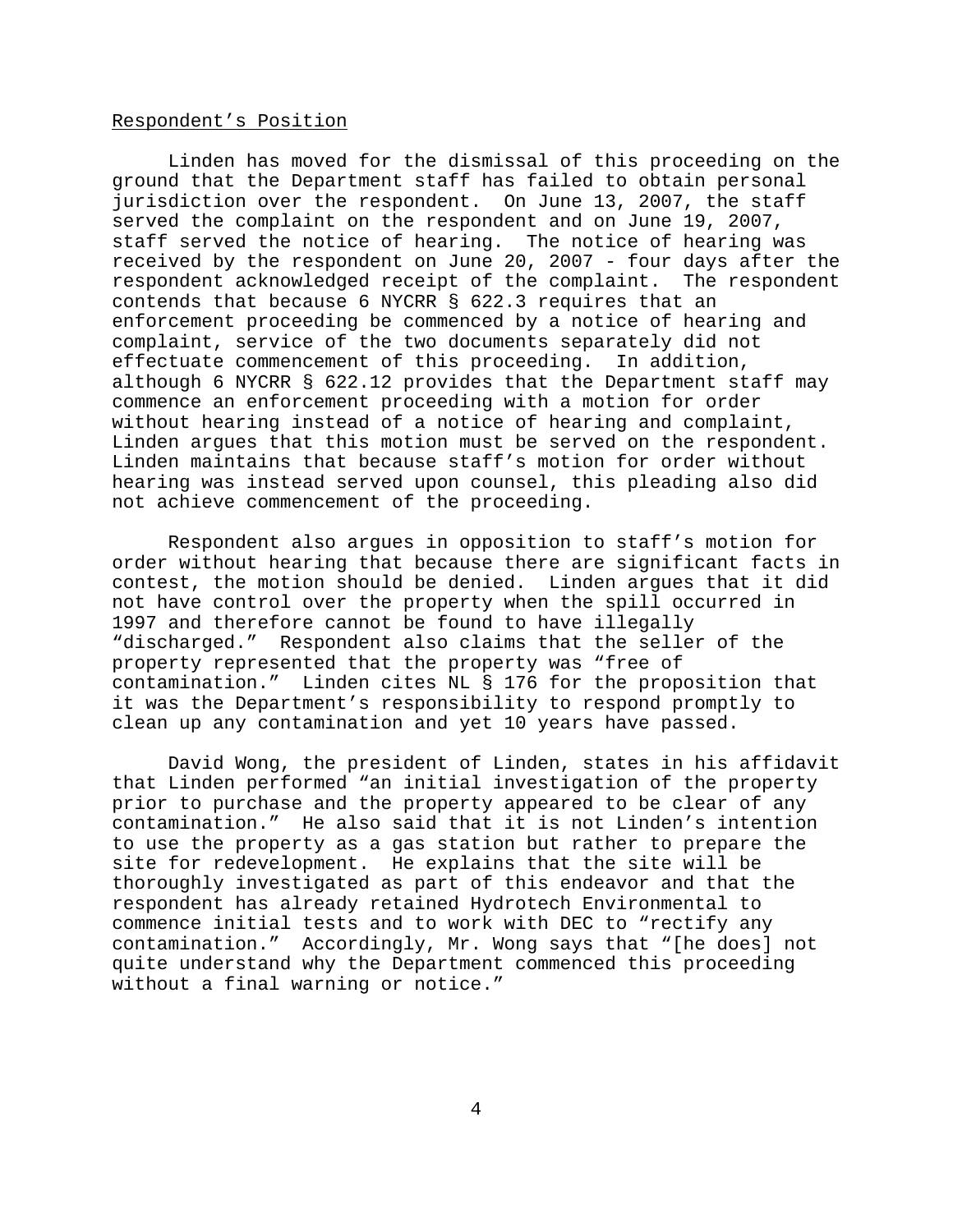Respondent's Position

Linden has moved for the dismissal of this proceeding on the ground that the Department staff has failed to obtain personal jurisdiction over the respondent. On June 13, 2007, the staff served the complaint on the respondent and on June 19, 2007, staff served the notice of hearing. The notice of hearing was received by the respondent on June 20, 2007 - four days after the respondent acknowledged receipt of the complaint. The respondent contends that because 6 NYCRR § 622.3 requires that an enforcement proceeding be commenced by a notice of hearing and complaint, service of the two documents separately did not effectuate commencement of this proceeding. In addition, although 6 NYCRR § 622.12 provides that the Department staff may commence an enforcement proceeding with a motion for order without hearing instead of a notice of hearing and complaint, Linden argues that this motion must be served on the respondent. Linden maintains that because staff's motion for order without hearing was instead served upon counsel, this pleading also did not achieve commencement of the proceeding.

Respondent also argues in opposition to staff's motion for order without hearing that because there are significant facts in contest, the motion should be denied. Linden argues that it did not have control over the property when the spill occurred in 1997 and therefore cannot be found to have illegally "discharged." Respondent also claims that the seller of the property represented that the property was "free of contamination." Linden cites NL § 176 for the proposition that it was the Department's responsibility to respond promptly to clean up any contamination and yet 10 years have passed.

David Wong, the president of Linden, states in his affidavit that Linden performed "an initial investigation of the property prior to purchase and the property appeared to be clear of any contamination." He also said that it is not Linden's intention to use the property as a gas station but rather to prepare the site for redevelopment. He explains that the site will be thoroughly investigated as part of this endeavor and that the respondent has already retained Hydrotech Environmental to commence initial tests and to work with DEC to "rectify any contamination." Accordingly, Mr. Wong says that "[he does] not quite understand why the Department commenced this proceeding without a final warning or notice."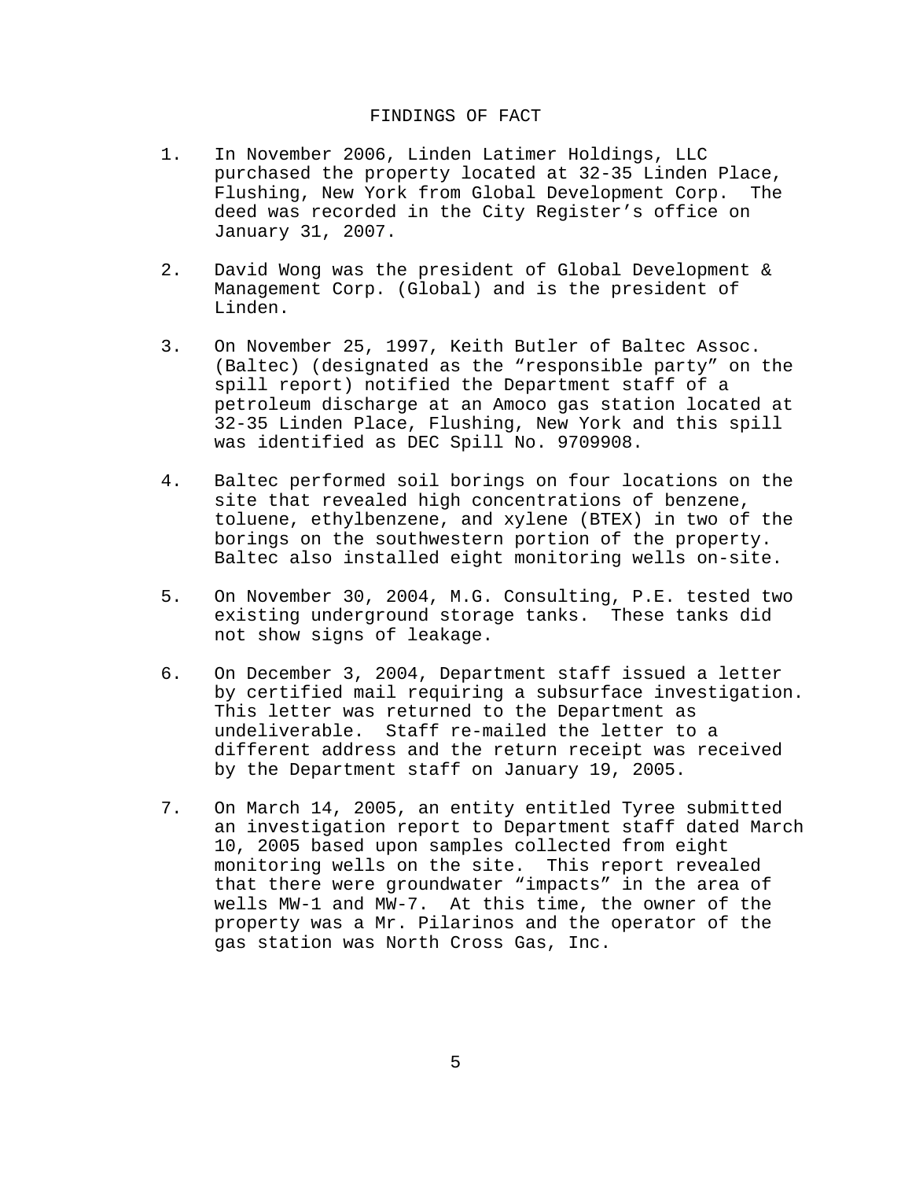## FINDINGS OF FACT

1. In November 2006, Linden Latimer Holdings, LLC purchased the property located at 32-35 Linden Place, Flushing, New York from Global Development Corp. The deed was recorded in the City Register's office on January 31, 2007.

2. David Wong was the president of Global Development & Management Corp. (Global) and is the president of Linden.

3. On November 25, 1997, Keith Butler of Baltec Assoc. (Baltec) (designated as the "responsible party" on the spill report) notified the Department staff of a petroleum discharge at an Amoco gas station located at 32-35 Linden Place, Flushing, New York and this spill was identified as DEC Spill No. 9709908.

4. Baltec performed soil borings on four locations on the site that revealed high concentrations of benzene, toluene, ethylbenzene, and xylene (BTEX) in two of the borings on the southwestern portion of the property. Baltec also installed eight monitoring wells on-site.

5. On November 30, 2004, M.G. Consulting, P.E. tested two existing underground storage tanks. These tanks did not show signs of leakage.

6. On December 3, 2004, Department staff issued a letter by certified mail requiring a subsurface investigation. This letter was returned to the Department as undeliverable. Staff re-mailed the letter to a different address and the return receipt was received by the Department staff on January 19, 2005.

7. On March 14, 2005, an entity entitled Tyree submitted an investigation report to Department staff dated March 10, 2005 based upon samples collected from eight monitoring wells on the site. This report revealed that there were groundwater "impacts" in the area of wells MW-1 and MW-7. At this time, the owner of the property was a Mr. Pilarinos and the operator of the gas station was North Cross Gas, Inc.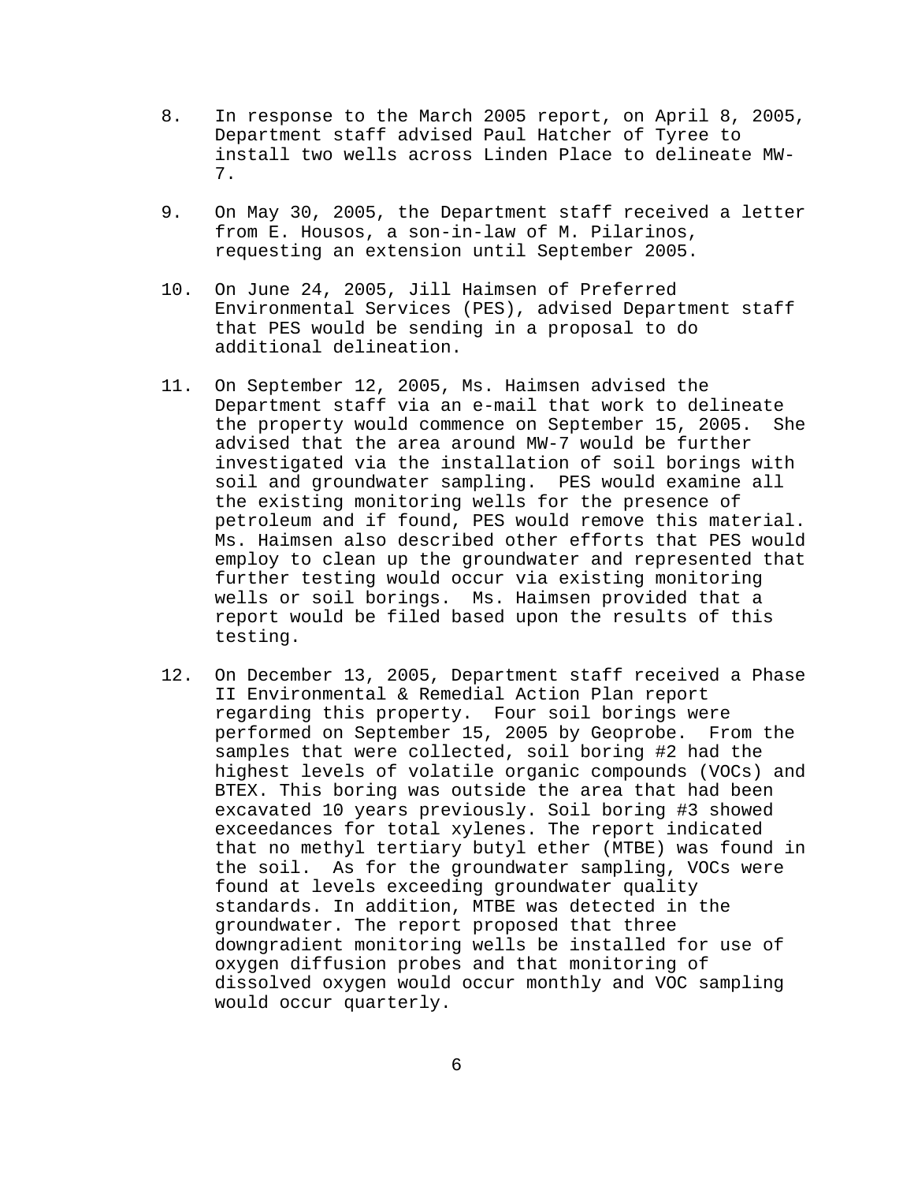8. In response to the March 2005 report, on April 8, 2005, Department staff advised Paul Hatcher of Tyree to install two wells across Linden Place to delineate MW-7.

9. On May 30, 2005, the Department staff received a letter from E. Housos, a son-in-law of M. Pilarinos, requesting an extension until September 2005.

10. On June 24, 2005, Jill Haimsen of Preferred Environmental Services (PES), advised Department staff that PES would be sending in a proposal to do additional delineation.

11. On September 12, 2005, Ms. Haimsen advised the Department staff via an e-mail that work to delineate the property would commence on September 15, 2005. She advised that the area around MW-7 would be further investigated via the installation of soil borings with soil and groundwater sampling. PES would examine all the existing monitoring wells for the presence of petroleum and if found, PES would remove this material. Ms. Haimsen also described other efforts that PES would employ to clean up the groundwater and represented that further testing would occur via existing monitoring wells or soil borings. Ms. Haimsen provided that a report would be filed based upon the results of this testing.

12. On December 13, 2005, Department staff received a Phase II Environmental & Remedial Action Plan report regarding this property. Four soil borings were performed on September 15, 2005 by Geoprobe. From the samples that were collected, soil boring #2 had the highest levels of volatile organic compounds (VOCs) and BTEX. This boring was outside the area that had been excavated 10 years previously. Soil boring #3 showed exceedances for total xylenes. The report indicated that no methyl tertiary butyl ether (MTBE) was found in the soil. As for the groundwater sampling, VOCs were found at levels exceeding groundwater quality standards. In addition, MTBE was detected in the groundwater. The report proposed that three downgradient monitoring wells be installed for use of oxygen diffusion probes and that monitoring of dissolved oxygen would occur monthly and VOC sampling would occur quarterly.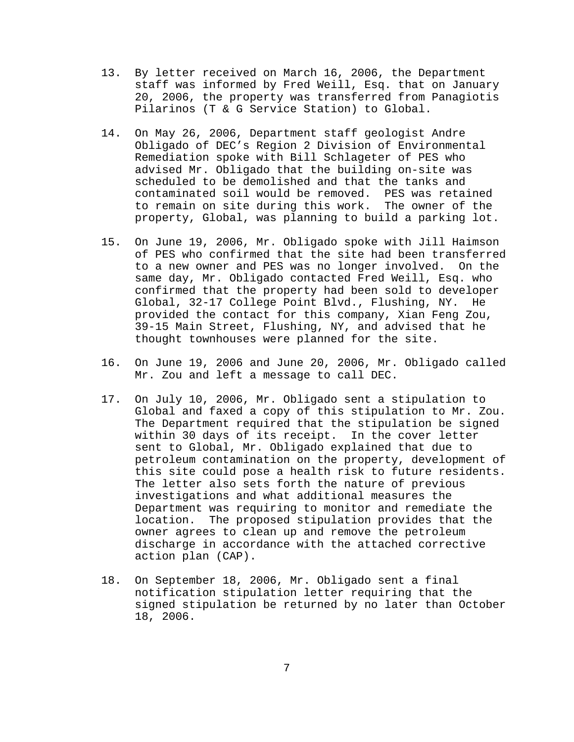13. By letter received on March 16, 2006, the Department staff was informed by Fred Weill, Esq. that on January 20, 2006, the property was transferred from Panagiotis Pilarinos (T & G Service Station) to Global.

14. On May 26, 2006, Department staff geologist Andre Obligado of DEC's Region 2 Division of Environmental Remediation spoke with Bill Schlageter of PES who advised Mr. Obligado that the building on-site was scheduled to be demolished and that the tanks and contaminated soil would be removed. PES was retained to remain on site during this work. The owner of the property, Global, was planning to build a parking lot.

15. On June 19, 2006, Mr. Obligado spoke with Jill Haimson of PES who confirmed that the site had been transferred to a new owner and PES was no longer involved. On the same day, Mr. Obligado contacted Fred Weill, Esq. who confirmed that the property had been sold to developer Global, 32-17 College Point Blvd., Flushing, NY. He provided the contact for this company, Xian Feng Zou, 39-15 Main Street, Flushing, NY, and advised that he thought townhouses were planned for the site.

16. On June 19, 2006 and June 20, 2006, Mr. Obligado called Mr. Zou and left a message to call DEC.

17. On July 10, 2006, Mr. Obligado sent a stipulation to Global and faxed a copy of this stipulation to Mr. Zou. The Department required that the stipulation be signed within 30 days of its receipt. In the cover letter sent to Global, Mr. Obligado explained that due to petroleum contamination on the property, development of this site could pose a health risk to future residents. The letter also sets forth the nature of previous investigations and what additional measures the Department was requiring to monitor and remediate the location. The proposed stipulation provides that the owner agrees to clean up and remove the petroleum discharge in accordance with the attached corrective action plan (CAP).

18. On September 18, 2006, Mr. Obligado sent a final notification stipulation letter requiring that the signed stipulation be returned by no later than October 18, 2006.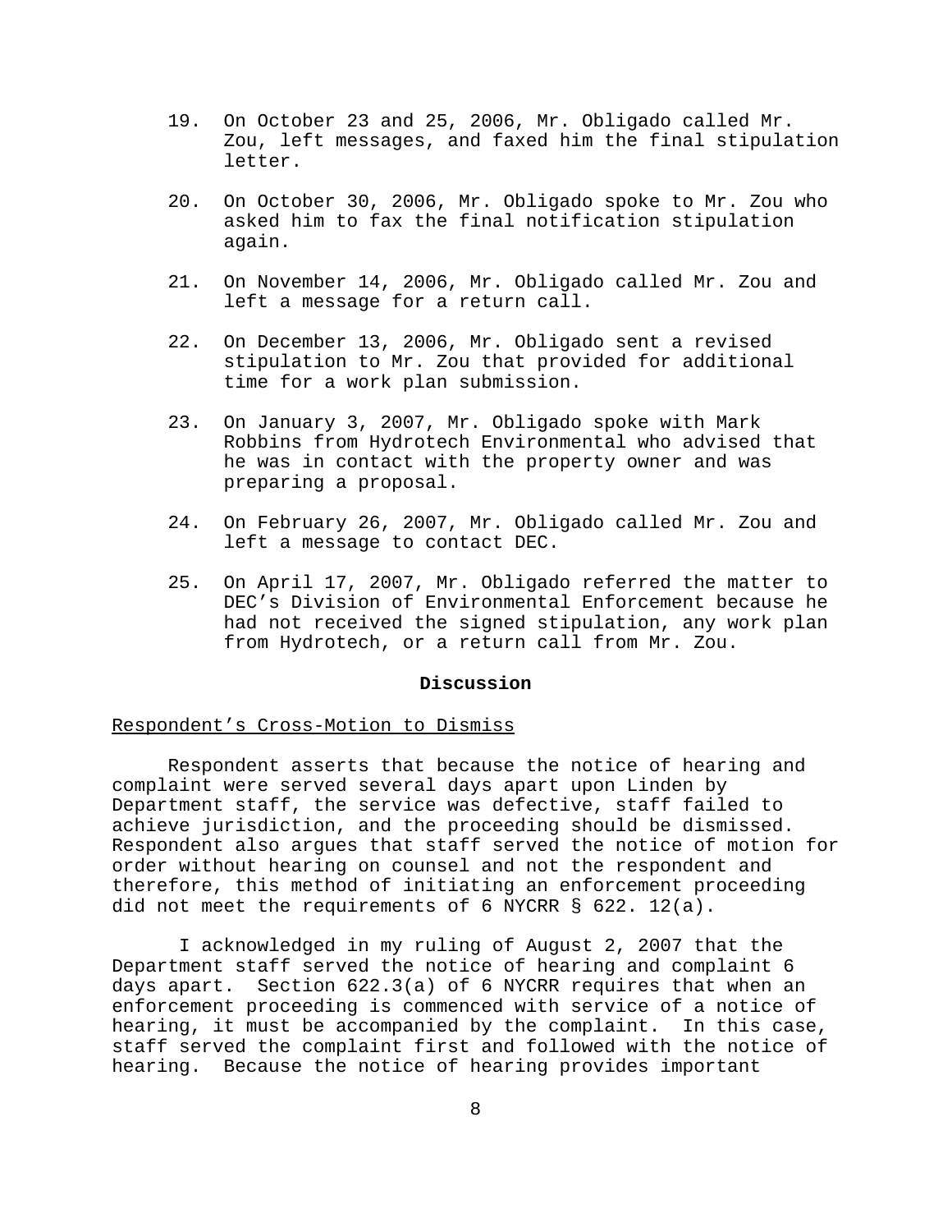19. On October 23 and 25, 2006, Mr. Obligado called Mr. Zou, left messages, and faxed him the final stipulation letter.

20. On October 30, 2006, Mr. Obligado spoke to Mr. Zou who asked him to fax the final notification stipulation again.

21. On November 14, 2006, Mr. Obligado called Mr. Zou and left a message for a return call.

22. On December 13, 2006, Mr. Obligado sent a revised stipulation to Mr. Zou that provided for additional time for a work plan submission.

23. On January 3, 2007, Mr. Obligado spoke with Mark Robbins from Hydrotech Environmental who advised that he was in contact with the property owner and was preparing a proposal.

24. On February 26, 2007, Mr. Obligado called Mr. Zou and left a message to contact DEC.

25. On April 17, 2007, Mr. Obligado referred the matter to DEC's Division of Environmental Enforcement because he had not received the signed stipulation, any work plan from Hydrotech, or a return call from Mr. Zou.

## Discussion

Respondent's Cross-Motion to Dismiss

Respondent asserts that because the notice of hearing and complaint were served several days apart upon Linden by Department staff, the service was defective, staff failed to achieve jurisdiction, and the proceeding should be dismissed. Respondent also argues that staff served the notice of motion for order without hearing on counsel and not the respondent and therefore, this method of initiating an enforcement proceeding did not meet the requirements of 6 NYCRR § 622. 12(a).

I acknowledged in my ruling of August 2, 2007 that the Department staff served the notice of hearing and complaint 6 days apart. Section 622.3(a) of 6 NYCRR requires that when an enforcement proceeding is commenced with service of a notice of hearing, it must be accompanied by the complaint. In this case, staff served the complaint first and followed with the notice of hearing. Because the notice of hearing provides important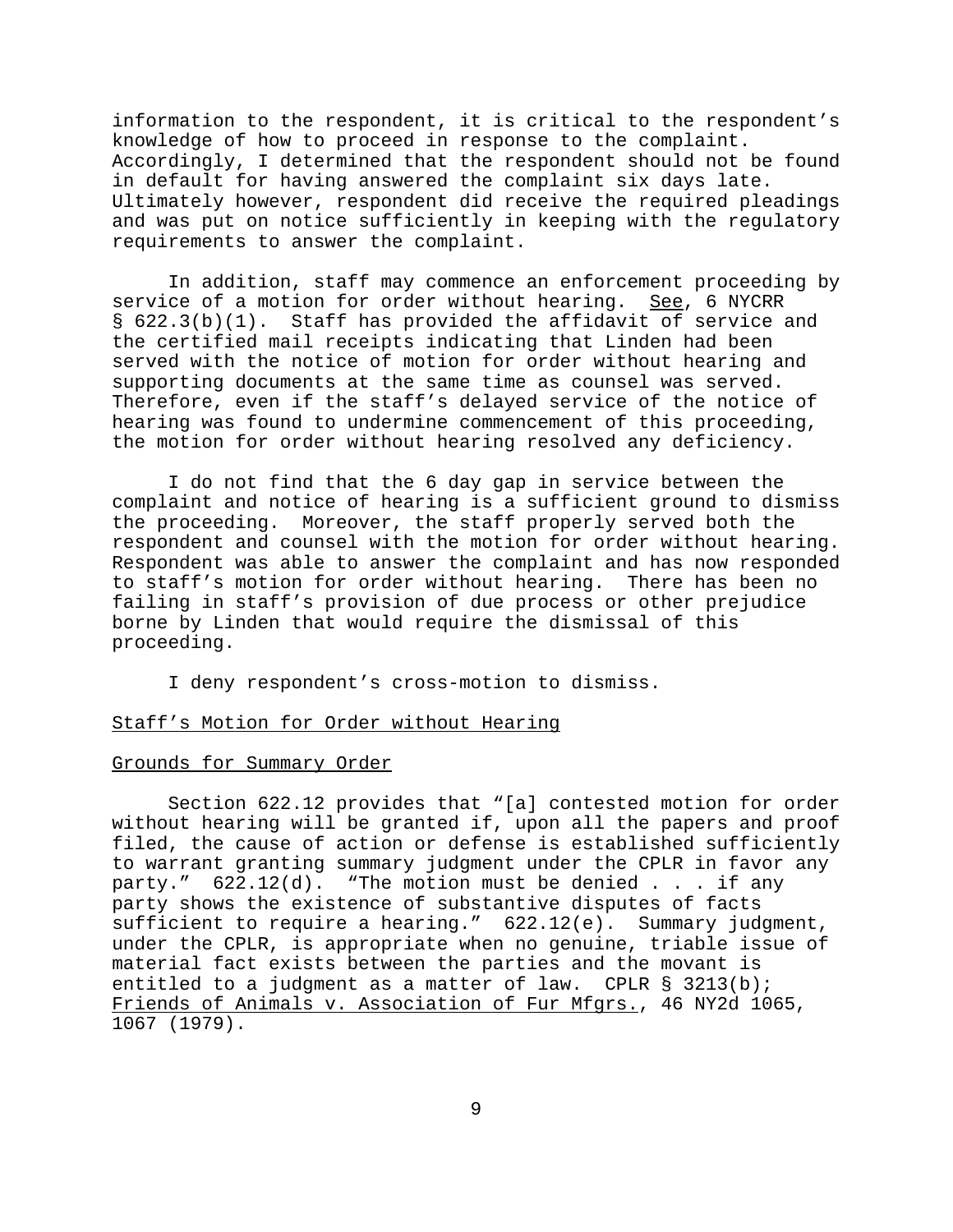information to the respondent, it is critical to the respondent's knowledge of how to proceed in response to the complaint. Accordingly, I determined that the respondent should not be found in default for having answered the complaint six days late. Ultimately however, respondent did receive the required pleadings and was put on notice sufficiently in keeping with the regulatory requirements to answer the complaint.

In addition, staff may commence an enforcement proceeding by service of a motion for order without hearing. See, 6 NYCRR § 622.3(b)(1). Staff has provided the affidavit of service and the certified mail receipts indicating that Linden had been served with the notice of motion for order without hearing and supporting documents at the same time as counsel was served. Therefore, even if the staff's delayed service of the notice of hearing was found to undermine commencement of this proceeding, the motion for order without hearing resolved any deficiency.

I do not find that the 6 day gap in service between the complaint and notice of hearing is a sufficient ground to dismiss the proceeding. Moreover, the staff properly served both the respondent and counsel with the motion for order without hearing. Respondent was able to answer the complaint and has now responded to staff's motion for order without hearing. There has been no failing in staff's provision of due process or other prejudice borne by Linden that would require the dismissal of this proceeding.

I deny respondent's cross-motion to dismiss.

Staff's Motion for Order without Hearing

Grounds for Summary Order

Section 622.12 provides that "[a] contested motion for order without hearing will be granted if, upon all the papers and proof filed, the cause of action or defense is established sufficiently to warrant granting summary judgment under the CPLR in favor any party." 622.12(d). "The motion must be denied . . . if any party shows the existence of substantive disputes of facts sufficient to require a hearing." 622.12(e). Summary judgment, under the CPLR, is appropriate when no genuine, triable issue of material fact exists between the parties and the movant is entitled to a judgment as a matter of law. CPLR § 3213(b); Friends of Animals v. Association of Fur Mfgrs., 46 NY2d 1065, 1067 (1979).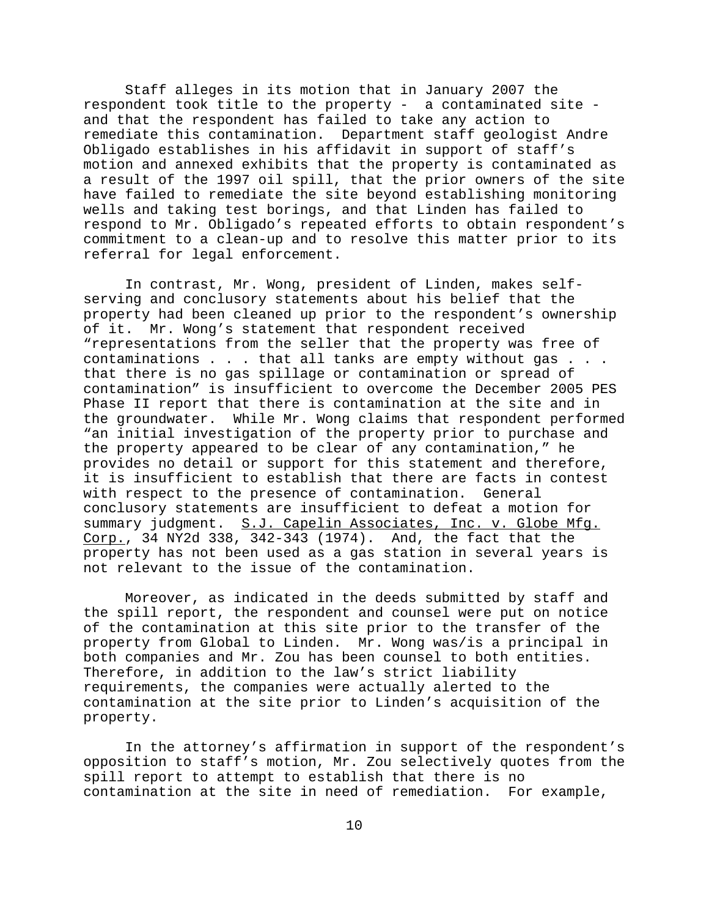Staff alleges in its motion that in January 2007 the respondent took title to the property - a contaminated site - and that the respondent has failed to take any action to remediate this contamination. Department staff geologist Andre Obligado establishes in his affidavit in support of staff's motion and annexed exhibits that the property is contaminated as a result of the 1997 oil spill, that the prior owners of the site have failed to remediate the site beyond establishing monitoring wells and taking test borings, and that Linden has failed to respond to Mr. Obligado's repeated efforts to obtain respondent's commitment to a clean-up and to resolve this matter prior to its referral for legal enforcement.

In contrast, Mr. Wong, president of Linden, makes self-serving and conclusory statements about his belief that the property had been cleaned up prior to the respondent's ownership of it. Mr. Wong's statement that respondent received "representations from the seller that the property was free of contaminations . . . that all tanks are empty without gas . . . that there is no gas spillage or contamination or spread of contamination" is insufficient to overcome the December 2005 PES Phase II report that there is contamination at the site and in the groundwater. While Mr. Wong claims that respondent performed "an initial investigation of the property prior to purchase and the property appeared to be clear of any contamination," he provides no detail or support for this statement and therefore, it is insufficient to establish that there are facts in contest with respect to the presence of contamination. General conclusory statements are insufficient to defeat a motion for summary judgment. S.J. Capelin Associates, Inc. v. Globe Mfg. Corp., 34 NY2d 338, 342-343 (1974). And, the fact that the property has not been used as a gas station in several years is not relevant to the issue of the contamination.

Moreover, as indicated in the deeds submitted by staff and the spill report, the respondent and counsel were put on notice of the contamination at this site prior to the transfer of the property from Global to Linden. Mr. Wong was/is a principal in both companies and Mr. Zou has been counsel to both entities. Therefore, in addition to the law's strict liability requirements, the companies were actually alerted to the contamination at the site prior to Linden's acquisition of the property.

In the attorney's affirmation in support of the respondent's opposition to staff's motion, Mr. Zou selectively quotes from the spill report to attempt to establish that there is no contamination at the site in need of remediation. For example,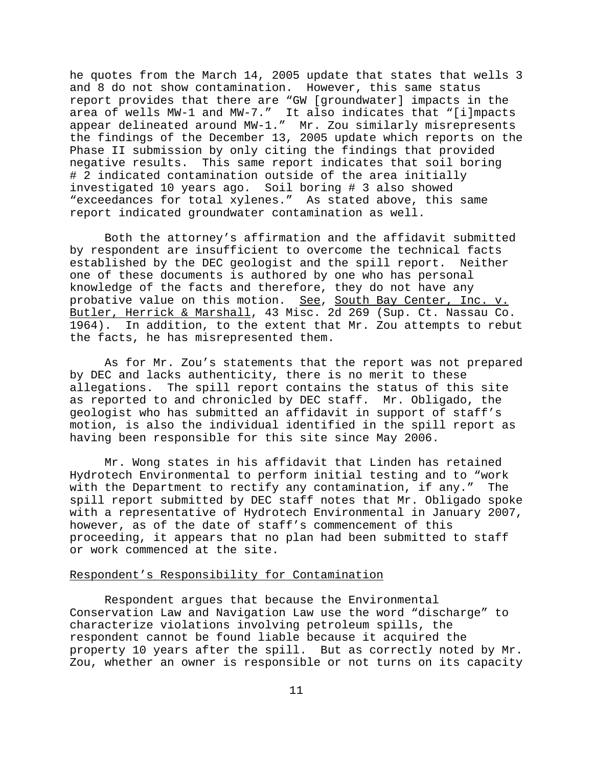he quotes from the March 14, 2005 update that states that wells 3 and 8 do not show contamination. However, this same status report provides that there are "GW [groundwater] impacts in the area of wells MW-1 and MW-7." It also indicates that "[i]mpacts appear delineated around MW-1." Mr. Zou similarly misrepresents the findings of the December 13, 2005 update which reports on the Phase II submission by only citing the findings that provided negative results. This same report indicates that soil boring # 2 indicated contamination outside of the area initially investigated 10 years ago. Soil boring # 3 also showed "exceedances for total xylenes." As stated above, this same report indicated groundwater contamination as well.

Both the attorney's affirmation and the affidavit submitted by respondent are insufficient to overcome the technical facts established by the DEC geologist and the spill report. Neither one of these documents is authored by one who has personal knowledge of the facts and therefore, they do not have any probative value on this motion. See, South Bay Center, Inc. v. Butler, Herrick & Marshall, 43 Misc. 2d 269 (Sup. Ct. Nassau Co. 1964). In addition, to the extent that Mr. Zou attempts to rebut the facts, he has misrepresented them.

As for Mr. Zou's statements that the report was not prepared by DEC and lacks authenticity, there is no merit to these allegations. The spill report contains the status of this site as reported to and chronicled by DEC staff. Mr. Obligado, the geologist who has submitted an affidavit in support of staff's motion, is also the individual identified in the spill report as having been responsible for this site since May 2006.

Mr. Wong states in his affidavit that Linden has retained Hydrotech Environmental to perform initial testing and to "work with the Department to rectify any contamination, if any." The spill report submitted by DEC staff notes that Mr. Obligado spoke with a representative of Hydrotech Environmental in January 2007, however, as of the date of staff's commencement of this proceeding, it appears that no plan had been submitted to staff or work commenced at the site.

## Respondent's Responsibility for Contamination

Respondent argues that because the Environmental Conservation Law and Navigation Law use the word "discharge" to characterize violations involving petroleum spills, the respondent cannot be found liable because it acquired the property 10 years after the spill. But as correctly noted by Mr. Zou, whether an owner is responsible or not turns on its capacity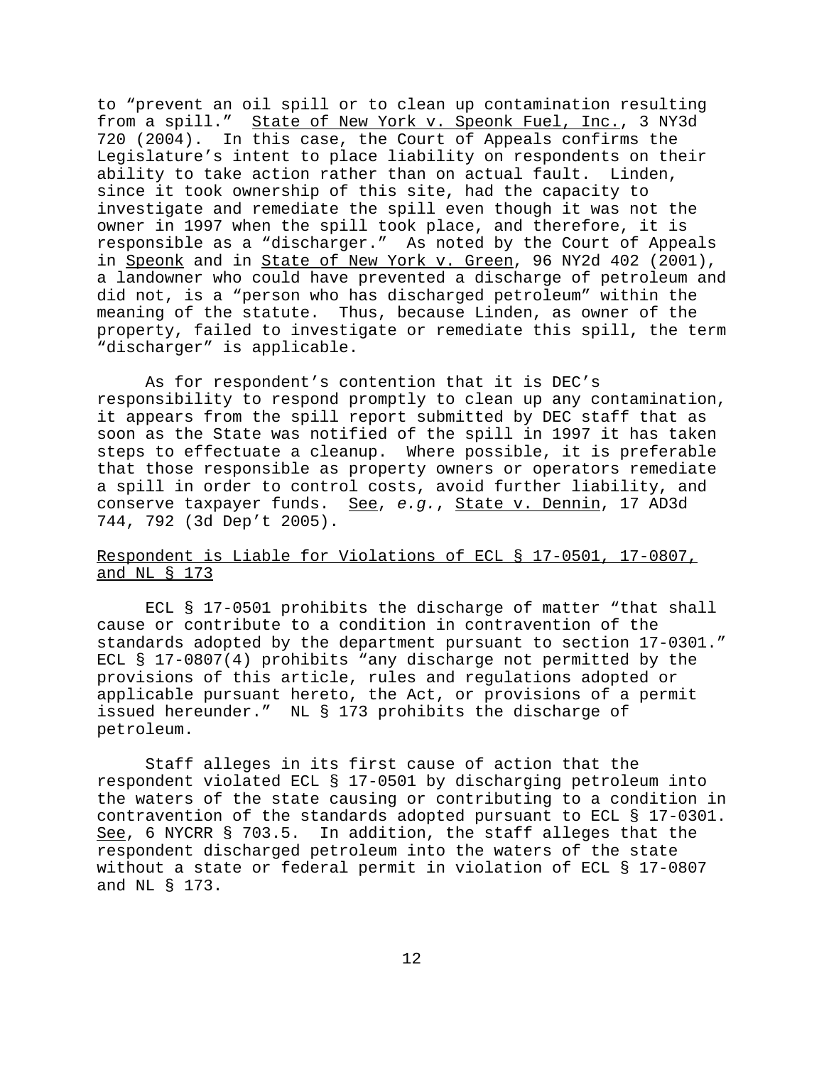to "prevent an oil spill or to clean up contamination resulting from a spill." State of New York v. Speonk Fuel, Inc., 3 NY3d 720 (2004). In this case, the Court of Appeals confirms the Legislature's intent to place liability on respondents on their ability to take action rather than on actual fault. Linden, since it took ownership of this site, had the capacity to investigate and remediate the spill even though it was not the owner in 1997 when the spill took place, and therefore, it is responsible as a "discharger." As noted by the Court of Appeals in Speonk and in State of New York v. Green, 96 NY2d 402 (2001), a landowner who could have prevented a discharge of petroleum and did not, is a "person who has discharged petroleum" within the meaning of the statute. Thus, because Linden, as owner of the property, failed to investigate or remediate this spill, the term "discharger" is applicable.

As for respondent's contention that it is DEC's responsibility to respond promptly to clean up any contamination, it appears from the spill report submitted by DEC staff that as soon as the State was notified of the spill in 1997 it has taken steps to effectuate a cleanup. Where possible, it is preferable that those responsible as property owners or operators remediate a spill in order to control costs, avoid further liability, and conserve taxpayer funds. See, *e.g.*, State v. Dennin, 17 AD3d 744, 792 (3d Dep't 2005).

Respondent is Liable for Violations of ECL § 17-0501, 17-0807, and NL § 173

ECL § 17-0501 prohibits the discharge of matter "that shall cause or contribute to a condition in contravention of the standards adopted by the department pursuant to section 17-0301." ECL § 17-0807(4) prohibits "any discharge not permitted by the provisions of this article, rules and regulations adopted or applicable pursuant hereto, the Act, or provisions of a permit issued hereunder." NL § 173 prohibits the discharge of petroleum.

Staff alleges in its first cause of action that the respondent violated ECL § 17-0501 by discharging petroleum into the waters of the state causing or contributing to a condition in contravention of the standards adopted pursuant to ECL § 17-0301. See, 6 NYCRR § 703.5. In addition, the staff alleges that the respondent discharged petroleum into the waters of the state without a state or federal permit in violation of ECL § 17-0807 and NL § 173.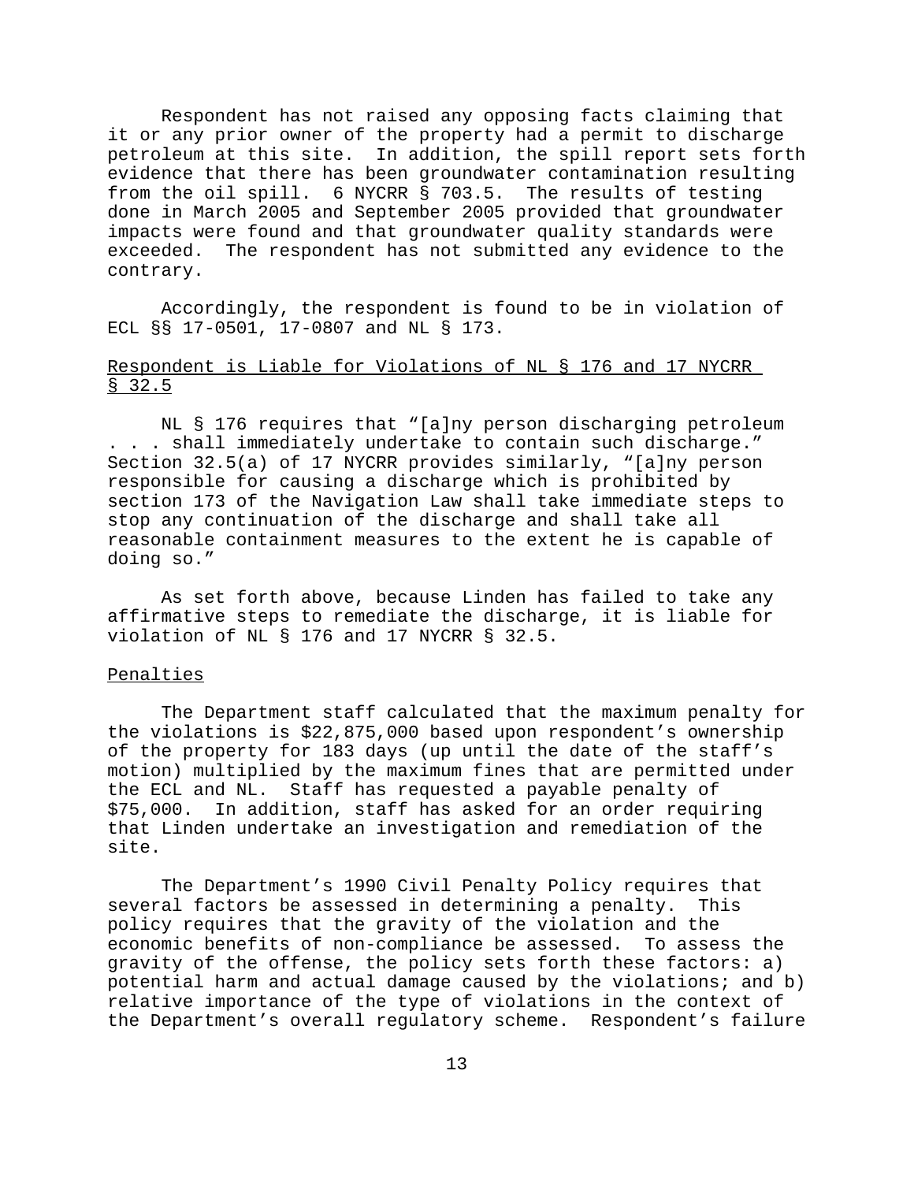Respondent has not raised any opposing facts claiming that it or any prior owner of the property had a permit to discharge petroleum at this site. In addition, the spill report sets forth evidence that there has been groundwater contamination resulting from the oil spill. 6 NYCRR § 703.5. The results of testing done in March 2005 and September 2005 provided that groundwater impacts were found and that groundwater quality standards were exceeded. The respondent has not submitted any evidence to the contrary.

Accordingly, the respondent is found to be in violation of ECL §§ 17-0501, 17-0807 and NL § 173.

<u>Respondent is Liable for Violations of NL § 176 and 17 NYCRR § 32.5</u>

NL § 176 requires that "[a]ny person discharging petroleum . . . shall immediately undertake to contain such discharge." Section 32.5(a) of 17 NYCRR provides similarly, "[a]ny person responsible for causing a discharge which is prohibited by section 173 of the Navigation Law shall take immediate steps to stop any continuation of the discharge and shall take all reasonable containment measures to the extent he is capable of doing so."

As set forth above, because Linden has failed to take any affirmative steps to remediate the discharge, it is liable for violation of NL § 176 and 17 NYCRR § 32.5.

<u>Penalties</u>

The Department staff calculated that the maximum penalty for the violations is $22,875,000 based upon respondent's ownership of the property for 183 days (up until the date of the staff's motion) multiplied by the maximum fines that are permitted under the ECL and NL. Staff has requested a payable penalty of $75,000. In addition, staff has asked for an order requiring that Linden undertake an investigation and remediation of the site.

The Department's 1990 Civil Penalty Policy requires that several factors be assessed in determining a penalty. This policy requires that the gravity of the violation and the economic benefits of non-compliance be assessed. To assess the gravity of the offense, the policy sets forth these factors: a) potential harm and actual damage caused by the violations; and b) relative importance of the type of violations in the context of the Department's overall regulatory scheme. Respondent's failure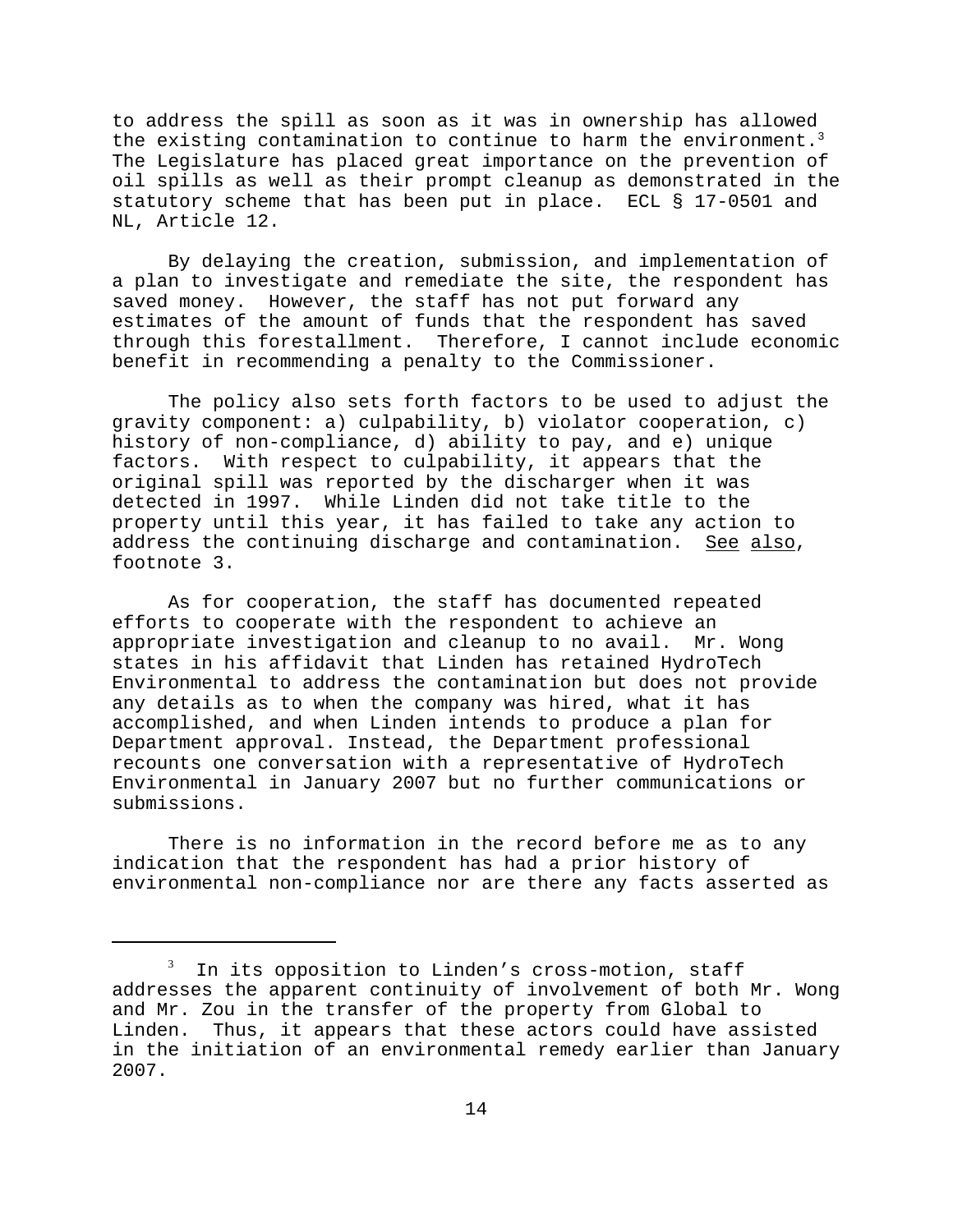to address the spill as soon as it was in ownership has allowed the existing contamination to continue to harm the environment.[3] The Legislature has placed great importance on the prevention of oil spills as well as their prompt cleanup as demonstrated in the statutory scheme that has been put in place. ECL § 17-0501 and NL, Article 12.

By delaying the creation, submission, and implementation of a plan to investigate and remediate the site, the respondent has saved money. However, the staff has not put forward any estimates of the amount of funds that the respondent has saved through this forestallment. Therefore, I cannot include economic benefit in recommending a penalty to the Commissioner.

The policy also sets forth factors to be used to adjust the gravity component: a) culpability, b) violator cooperation, c) history of non-compliance, d) ability to pay, and e) unique factors. With respect to culpability, it appears that the original spill was reported by the discharger when it was detected in 1997. While Linden did not take title to the property until this year, it has failed to take any action to address the continuing discharge and contamination. See also, footnote 3.

As for cooperation, the staff has documented repeated efforts to cooperate with the respondent to achieve an appropriate investigation and cleanup to no avail. Mr. Wong states in his affidavit that Linden has retained HydroTech Environmental to address the contamination but does not provide any details as to when the company was hired, what it has accomplished, and when Linden intends to produce a plan for Department approval. Instead, the Department professional recounts one conversation with a representative of HydroTech Environmental in January 2007 but no further communications or submissions.

There is no information in the record before me as to any indication that the respondent has had a prior history of environmental non-compliance nor are there any facts asserted as

---

[3] In its opposition to Linden's cross-motion, staff addresses the apparent continuity of involvement of both Mr. Wong and Mr. Zou in the transfer of the property from Global to Linden. Thus, it appears that these actors could have assisted in the initiation of an environmental remedy earlier than January 2007.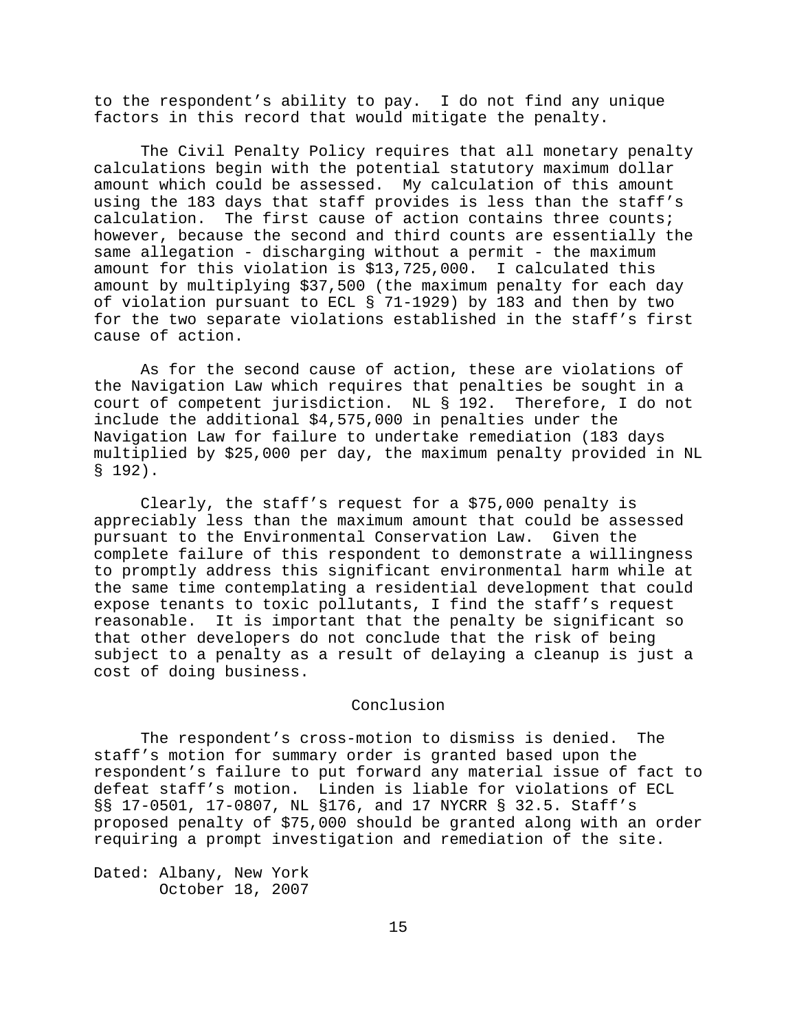to the respondent's ability to pay. I do not find any unique factors in this record that would mitigate the penalty.

The Civil Penalty Policy requires that all monetary penalty calculations begin with the potential statutory maximum dollar amount which could be assessed. My calculation of this amount using the 183 days that staff provides is less than the staff's calculation. The first cause of action contains three counts; however, because the second and third counts are essentially the same allegation - discharging without a permit - the maximum amount for this violation is $13,725,000. I calculated this amount by multiplying $37,500 (the maximum penalty for each day of violation pursuant to ECL § 71-1929) by 183 and then by two for the two separate violations established in the staff's first cause of action.

As for the second cause of action, these are violations of the Navigation Law which requires that penalties be sought in a court of competent jurisdiction. NL § 192. Therefore, I do not include the additional $4,575,000 in penalties under the Navigation Law for failure to undertake remediation (183 days multiplied by $25,000 per day, the maximum penalty provided in NL § 192).

Clearly, the staff's request for a $75,000 penalty is appreciably less than the maximum amount that could be assessed pursuant to the Environmental Conservation Law. Given the complete failure of this respondent to demonstrate a willingness to promptly address this significant environmental harm while at the same time contemplating a residential development that could expose tenants to toxic pollutants, I find the staff's request reasonable. It is important that the penalty be significant so that other developers do not conclude that the risk of being subject to a penalty as a result of delaying a cleanup is just a cost of doing business.

## Conclusion

The respondent's cross-motion to dismiss is denied. The staff's motion for summary order is granted based upon the respondent's failure to put forward any material issue of fact to defeat staff's motion. Linden is liable for violations of ECL §§ 17-0501, 17-0807, NL §176, and 17 NYCRR § 32.5. Staff's proposed penalty of $75,000 should be granted along with an order requiring a prompt investigation and remediation of the site.

Dated: Albany, New York
October 18, 2007